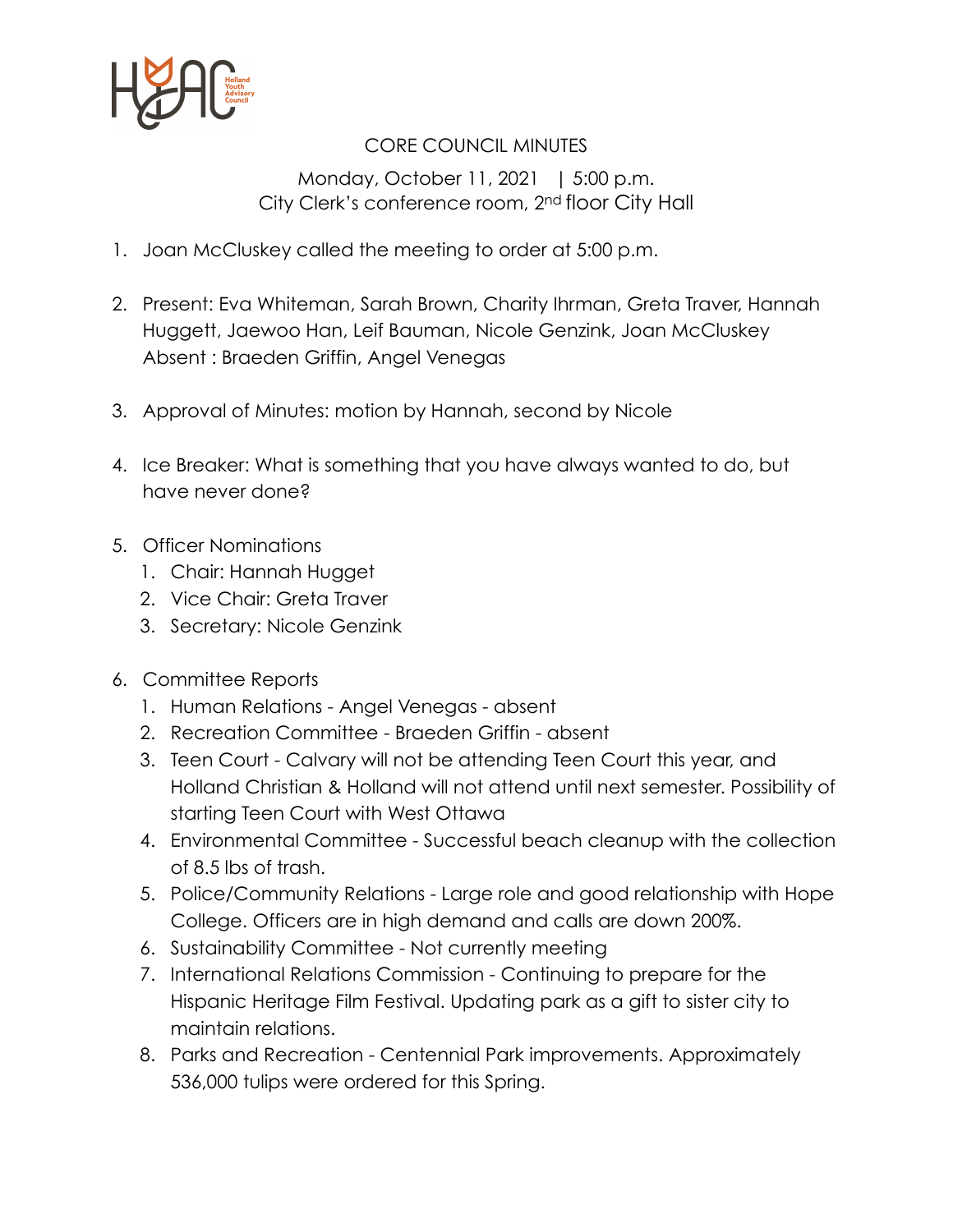# CORE COUNCIL MINUTES

Monday, October 11, 2021 | 5:00 p.m.
City Clerk's conference room, 2nd floor City Hall

1. Joan McCluskey called the meeting to order at 5:00 p.m.

2. Present: Eva Whiteman, Sarah Brown, Charity Ihrman, Greta Traver, Hannah Huggett, Jaewoo Han, Leif Bauman, Nicole Genzink, Joan McCluskey
   Absent : Braeden Griffin, Angel Venegas

3. Approval of Minutes: motion by Hannah, second by Nicole

4. Ice Breaker: What is something that you have always wanted to do, but have never done?

5. Officer Nominations
   1. Chair: Hannah Hugget
   2. Vice Chair: Greta Traver
   3. Secretary: Nicole Genzink

6. Committee Reports
   1. Human Relations - Angel Venegas - absent
   2. Recreation Committee - Braeden Griffin - absent
   3. Teen Court - Calvary will not be attending Teen Court this year, and Holland Christian & Holland will not attend until next semester. Possibility of starting Teen Court with West Ottawa
   4. Environmental Committee - Successful beach cleanup with the collection of 8.5 lbs of trash.
   5. Police/Community Relations - Large role and good relationship with Hope College. Officers are in high demand and calls are down 200%.
   6. Sustainability Committee - Not currently meeting
   7. International Relations Commission - Continuing to prepare for the Hispanic Heritage Film Festival. Updating park as a gift to sister city to maintain relations.
   8. Parks and Recreation - Centennial Park improvements. Approximately 536,000 tulips were ordered for this Spring.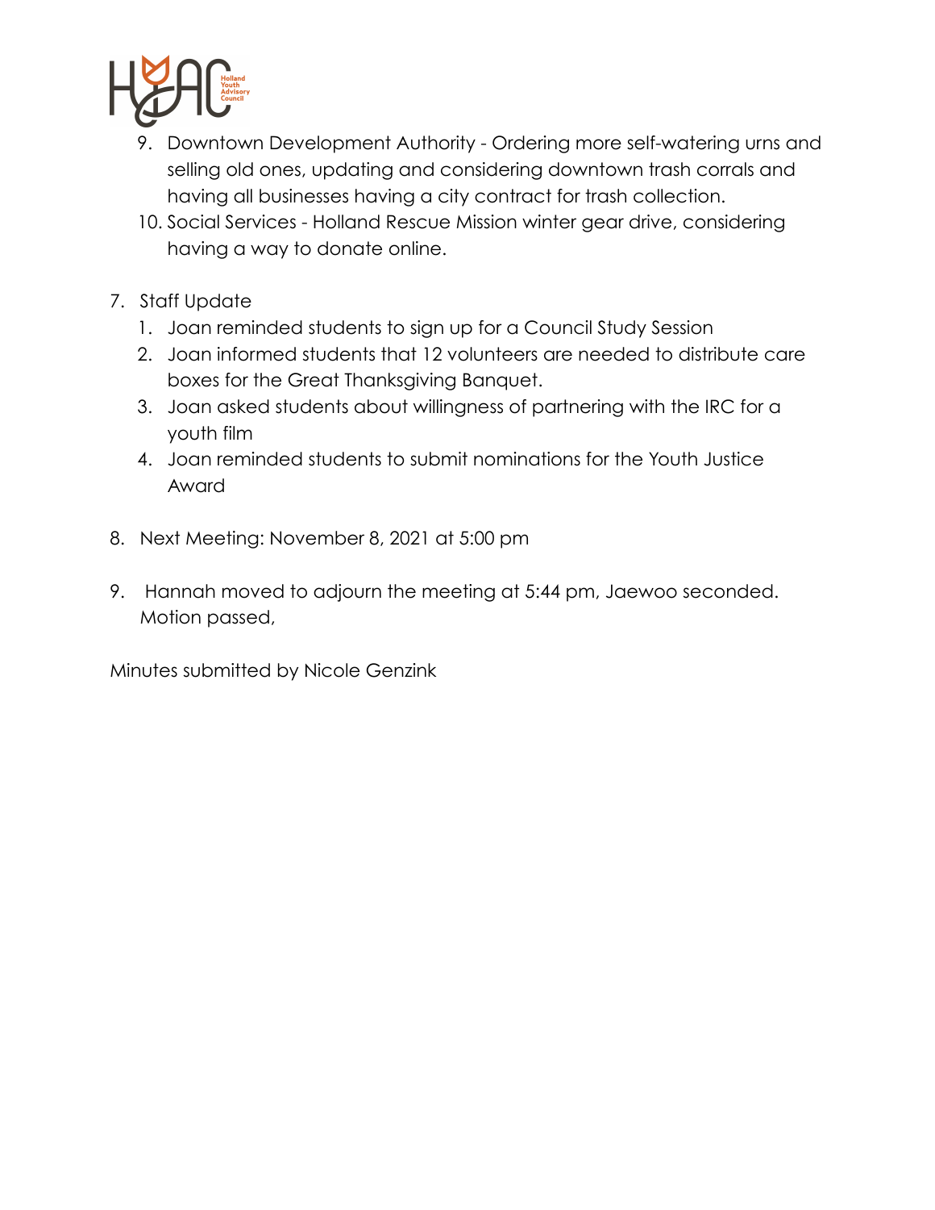9. Downtown Development Authority - Ordering more self-watering urns and selling old ones, updating and considering downtown trash corrals and having all businesses having a city contract for trash collection.
10. Social Services - Holland Rescue Mission winter gear drive, considering having a way to donate online.

7. Staff Update
    1. Joan reminded students to sign up for a Council Study Session
    2. Joan informed students that 12 volunteers are needed to distribute care boxes for the Great Thanksgiving Banquet.
    3. Joan asked students about willingness of partnering with the IRC for a youth film
    4. Joan reminded students to submit nominations for the Youth Justice Award

8. Next Meeting: November 8, 2021 at 5:00 pm

9. Hannah moved to adjourn the meeting at 5:44 pm, Jaewoo seconded. Motion passed,

Minutes submitted by Nicole Genzink